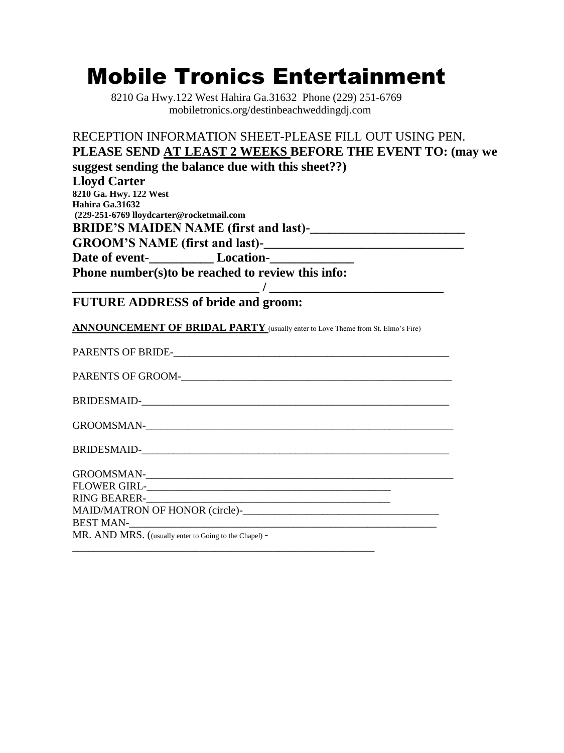# Mobile Tronics Entertainment

8210 Ga Hwy.122 West Hahira Ga.31632 Phone (229) 251-6769
mobiletronics.org/destinbeachweddingdj.com

RECEPTION INFORMATION SHEET-PLEASE FILL OUT USING PEN.

**PLEASE SEND <u>AT LEAST 2 WEEKS</u> BEFORE THE EVENT TO: (may we suggest sending the balance due with this sheet??)**

**Lloyd Carter**
**8210 Ga. Hwy. 122 West**
**Hahira Ga.31632**
**(229-251-6769 lloydcarter@rocketmail.com**

**BRIDE'S MAIDEN NAME (first and last)-________________________**

**GROOM'S NAME (first and last)-______________________________**

**Date of event-__________ Location-_____________**

**Phone number(s)to be reached to review this info:**

**____________________________ / ___________________________**

**FUTURE ADDRESS of bride and groom:**

**<u>ANNOUNCEMENT OF BRIDAL PARTY</u>** (usually enter to Love Theme from St. Elmo's Fire)

PARENTS OF BRIDE-_____________________________________________________

PARENTS OF GROOM-___________________________________________________

BRIDESMAID-___________________________________________________________

GROOMSMAN-__________________________________________________________

BRIDESMAID-___________________________________________________________

GROOMSMAN-__________________________________________________________
FLOWER GIRL-_______________________________________________
RING BEARER-_______________________________________________
MAID/MATRON OF HONOR (circle)-_____________________________________
BEST MAN-_____________________________________________________________
MR. AND MRS. ((usually enter to Going to the Chapel) -
__________________________________________________________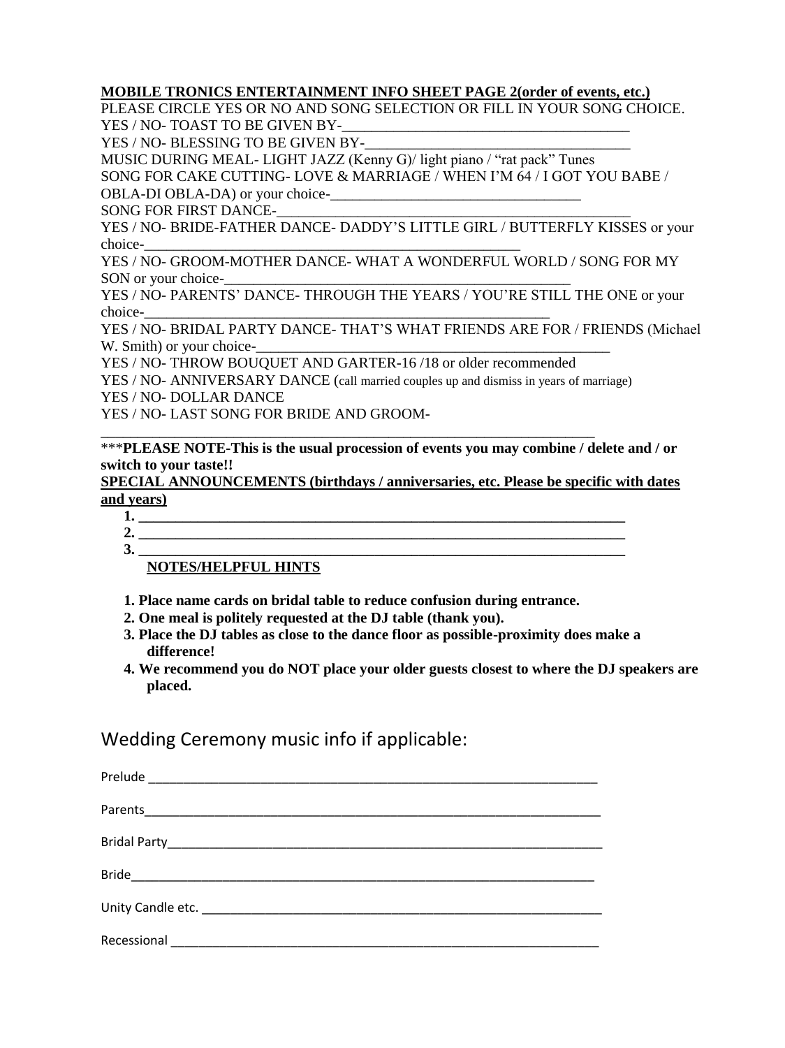**MOBILE TRONICS ENTERTAINMENT INFO SHEET PAGE 2(order of events, etc.)**

PLEASE CIRCLE YES OR NO AND SONG SELECTION OR FILL IN YOUR SONG CHOICE.

YES / NO- TOAST TO BE GIVEN BY-______________________________________

YES / NO- BLESSING TO BE GIVEN BY-___________________________________

MUSIC DURING MEAL- LIGHT JAZZ (Kenny G)/ light piano / "rat pack" Tunes

SONG FOR CAKE CUTTING- LOVE & MARRIAGE / WHEN I'M 64 / I GOT YOU BABE / OBLA-DI OBLA-DA) or your choice-__________________________________

SONG FOR FIRST DANCE-_______________________________________________

YES / NO- BRIDE-FATHER DANCE- DADDY'S LITTLE GIRL / BUTTERFLY KISSES or your choice-__________________________________________________

YES / NO- GROOM-MOTHER DANCE- WHAT A WONDERFUL WORLD / SONG FOR MY SON or your choice-_______________________________________________

YES / NO- PARENTS' DANCE- THROUGH THE YEARS / YOU'RE STILL THE ONE or your choice-_____________________________________________________

YES / NO- BRIDAL PARTY DANCE- THAT'S WHAT FRIENDS ARE FOR / FRIENDS (Michael W. Smith) or your choice-__________________________________________________

YES / NO- THROW BOUQUET AND GARTER-16 /18 or older recommended

YES / NO- ANNIVERSARY DANCE (call married couples up and dismiss in years of marriage)

YES / NO- DOLLAR DANCE

YES / NO- LAST SONG FOR BRIDE AND GROOM-

_________________________________________________________________

***PLEASE NOTE-This is the usual procession of events you may combine / delete and / or switch to your taste!!**

**SPECIAL ANNOUNCEMENTS (birthdays / anniversaries, etc. Please be specific with dates and years)**

1. ____________________________________________________________________
2. ____________________________________________________________________
3. ____________________________________________________________________

**NOTES/HELPFUL HINTS**

1. **Place name cards on bridal table to reduce confusion during entrance.**
2. **One meal is politely requested at the DJ table (thank you).**
3. **Place the DJ tables as close to the dance floor as possible-proximity does make a difference!**
4. **We recommend you do NOT place your older guests closest to where the DJ speakers are placed.**

## Wedding Ceremony music info if applicable:

Prelude _____________________________________________________________

Parents______________________________________________________________

Bridal Party_________________________________________________________

Bride________________________________________________________________

Unity Candle etc. ___________________________________________________

Recessional _________________________________________________________